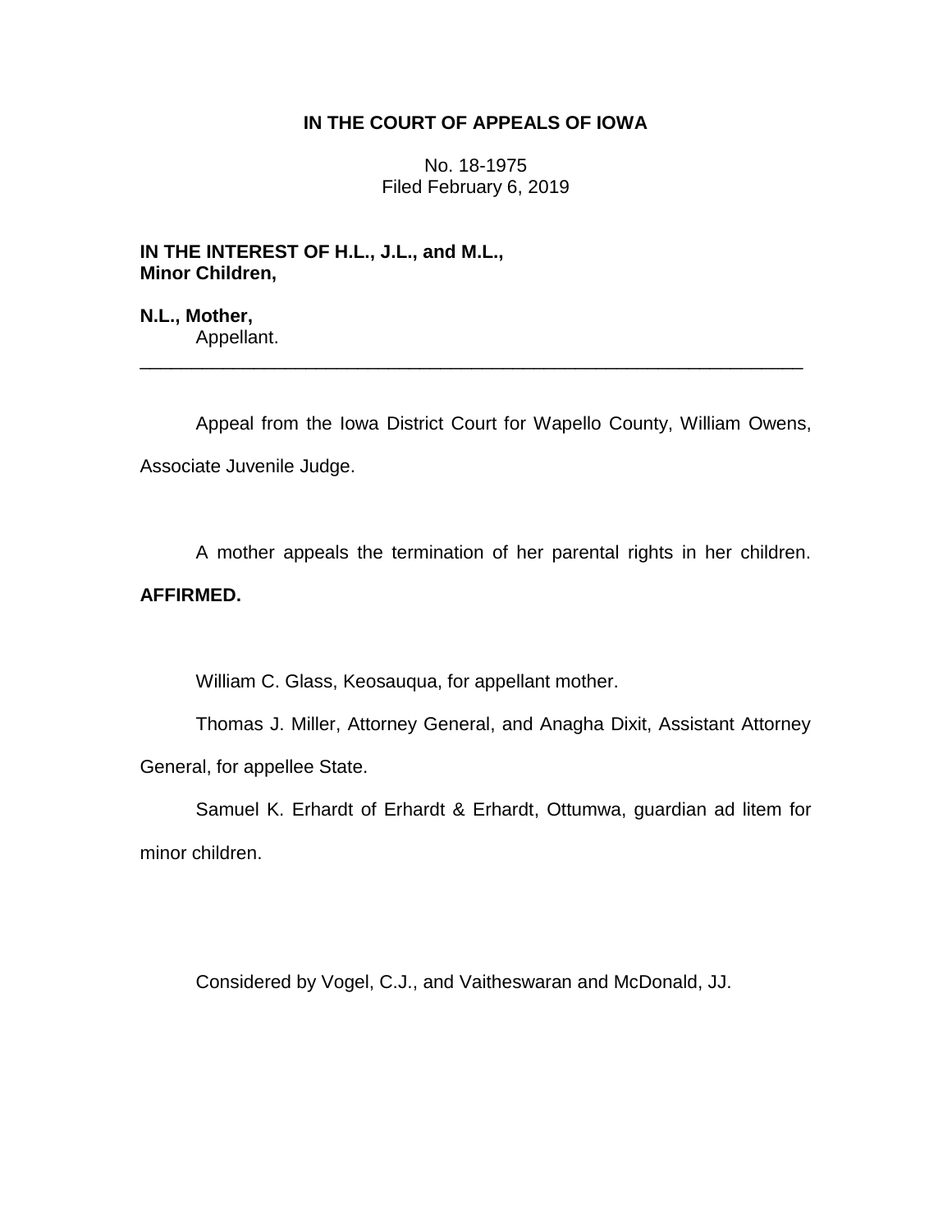**IN THE COURT OF APPEALS OF IOWA**

No. 18-1975
Filed February 6, 2019

**IN THE INTEREST OF H.L., J.L., and M.L., Minor Children,**

**N.L., Mother,**
Appellant.

---

Appeal from the Iowa District Court for Wapello County, William Owens, Associate Juvenile Judge.

A mother appeals the termination of her parental rights in her children. **AFFIRMED.**

William C. Glass, Keosauqua, for appellant mother.

Thomas J. Miller, Attorney General, and Anagha Dixit, Assistant Attorney General, for appellee State.

Samuel K. Erhardt of Erhardt & Erhardt, Ottumwa, guardian ad litem for minor children.

Considered by Vogel, C.J., and Vaitheswaran and McDonald, JJ.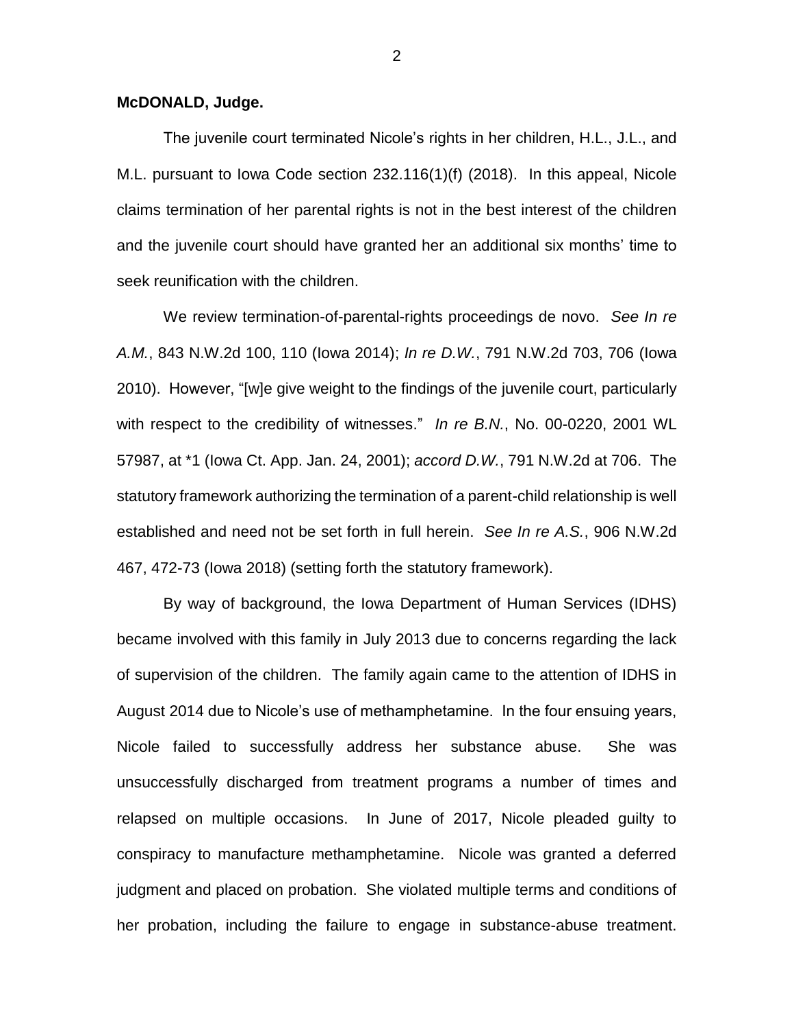**McDONALD, Judge.**

The juvenile court terminated Nicole's rights in her children, H.L., J.L., and M.L. pursuant to Iowa Code section 232.116(1)(f) (2018). In this appeal, Nicole claims termination of her parental rights is not in the best interest of the children and the juvenile court should have granted her an additional six months' time to seek reunification with the children.

We review termination-of-parental-rights proceedings de novo. *See In re A.M.*, 843 N.W.2d 100, 110 (Iowa 2014); *In re D.W.*, 791 N.W.2d 703, 706 (Iowa 2010). However, "[w]e give weight to the findings of the juvenile court, particularly with respect to the credibility of witnesses." *In re B.N.*, No. 00-0220, 2001 WL 57987, at *1 (Iowa Ct. App. Jan. 24, 2001); *accord D.W.*, 791 N.W.2d at 706. The statutory framework authorizing the termination of a parent-child relationship is well established and need not be set forth in full herein. *See In re A.S.*, 906 N.W.2d 467, 472-73 (Iowa 2018) (setting forth the statutory framework).

By way of background, the Iowa Department of Human Services (IDHS) became involved with this family in July 2013 due to concerns regarding the lack of supervision of the children. The family again came to the attention of IDHS in August 2014 due to Nicole's use of methamphetamine. In the four ensuing years, Nicole failed to successfully address her substance abuse. She was unsuccessfully discharged from treatment programs a number of times and relapsed on multiple occasions. In June of 2017, Nicole pleaded guilty to conspiracy to manufacture methamphetamine. Nicole was granted a deferred judgment and placed on probation. She violated multiple terms and conditions of her probation, including the failure to engage in substance-abuse treatment.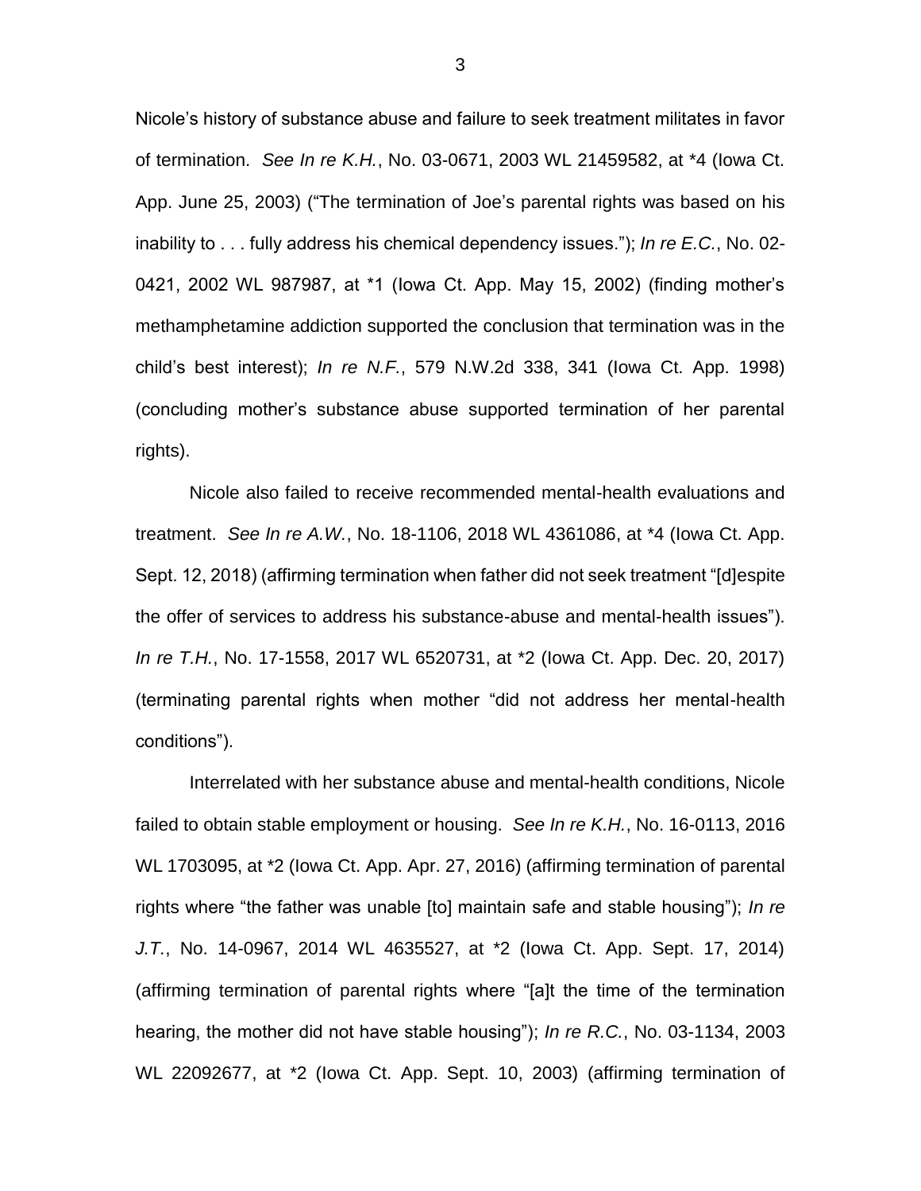Nicole's history of substance abuse and failure to seek treatment militates in favor of termination. *See In re K.H.*, No. 03-0671, 2003 WL 21459582, at *4 (Iowa Ct. App. June 25, 2003) ("The termination of Joe's parental rights was based on his inability to . . . fully address his chemical dependency issues."); *In re E.C.*, No. 02-0421, 2002 WL 987987, at *1 (Iowa Ct. App. May 15, 2002) (finding mother's methamphetamine addiction supported the conclusion that termination was in the child's best interest); *In re N.F.*, 579 N.W.2d 338, 341 (Iowa Ct. App. 1998) (concluding mother's substance abuse supported termination of her parental rights).

Nicole also failed to receive recommended mental-health evaluations and treatment. *See In re A.W.*, No. 18-1106, 2018 WL 4361086, at *4 (Iowa Ct. App. Sept. 12, 2018) (affirming termination when father did not seek treatment "[d]espite the offer of services to address his substance-abuse and mental-health issues"). *In re T.H.*, No. 17-1558, 2017 WL 6520731, at *2 (Iowa Ct. App. Dec. 20, 2017) (terminating parental rights when mother "did not address her mental-health conditions").

Interrelated with her substance abuse and mental-health conditions, Nicole failed to obtain stable employment or housing. *See In re K.H.*, No. 16-0113, 2016 WL 1703095, at *2 (Iowa Ct. App. Apr. 27, 2016) (affirming termination of parental rights where "the father was unable [to] maintain safe and stable housing"); *In re J.T.*, No. 14-0967, 2014 WL 4635527, at *2 (Iowa Ct. App. Sept. 17, 2014) (affirming termination of parental rights where "[a]t the time of the termination hearing, the mother did not have stable housing"); *In re R.C.*, No. 03-1134, 2003 WL 22092677, at *2 (Iowa Ct. App. Sept. 10, 2003) (affirming termination of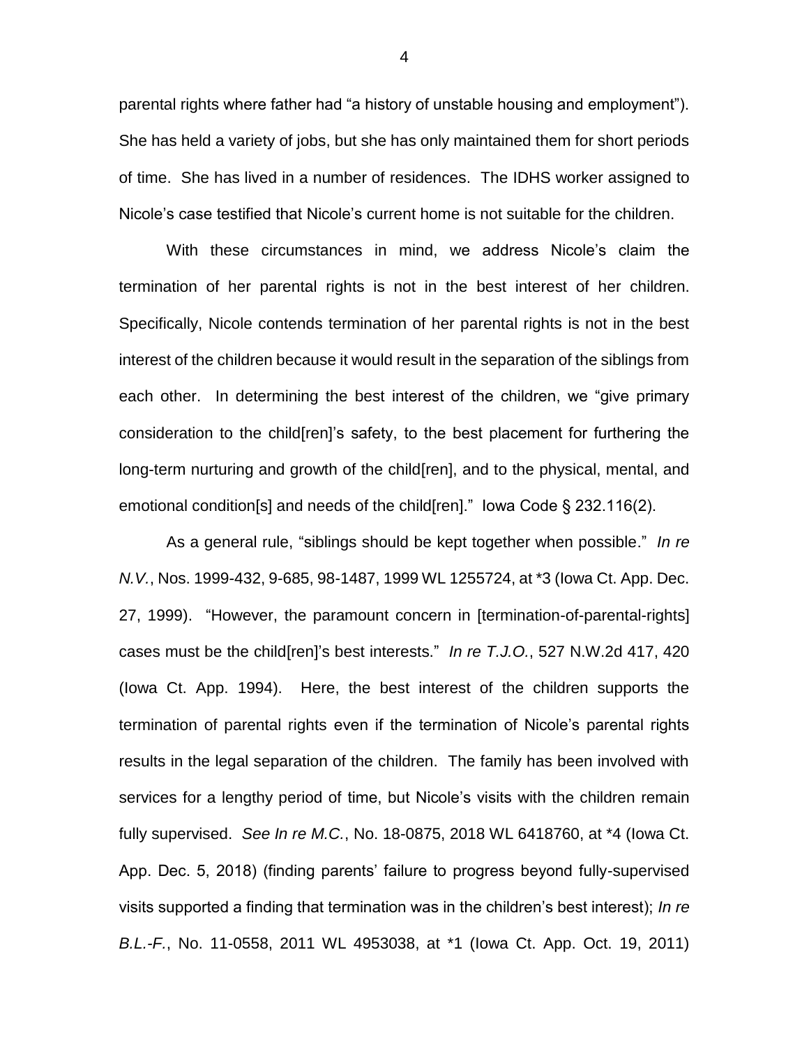parental rights where father had "a history of unstable housing and employment"). She has held a variety of jobs, but she has only maintained them for short periods of time. She has lived in a number of residences. The IDHS worker assigned to Nicole's case testified that Nicole's current home is not suitable for the children.

With these circumstances in mind, we address Nicole's claim the termination of her parental rights is not in the best interest of her children. Specifically, Nicole contends termination of her parental rights is not in the best interest of the children because it would result in the separation of the siblings from each other. In determining the best interest of the children, we "give primary consideration to the child[ren]'s safety, to the best placement for furthering the long-term nurturing and growth of the child[ren], and to the physical, mental, and emotional condition[s] and needs of the child[ren]." Iowa Code § 232.116(2).

As a general rule, "siblings should be kept together when possible." *In re N.V.*, Nos. 1999-432, 9-685, 98-1487, 1999 WL 1255724, at *3 (Iowa Ct. App. Dec. 27, 1999). "However, the paramount concern in [termination-of-parental-rights] cases must be the child[ren]'s best interests." *In re T.J.O.*, 527 N.W.2d 417, 420 (Iowa Ct. App. 1994). Here, the best interest of the children supports the termination of parental rights even if the termination of Nicole's parental rights results in the legal separation of the children. The family has been involved with services for a lengthy period of time, but Nicole's visits with the children remain fully supervised. *See In re M.C.*, No. 18-0875, 2018 WL 6418760, at *4 (Iowa Ct. App. Dec. 5, 2018) (finding parents' failure to progress beyond fully-supervised visits supported a finding that termination was in the children's best interest); *In re B.L.-F.*, No. 11-0558, 2011 WL 4953038, at *1 (Iowa Ct. App. Oct. 19, 2011)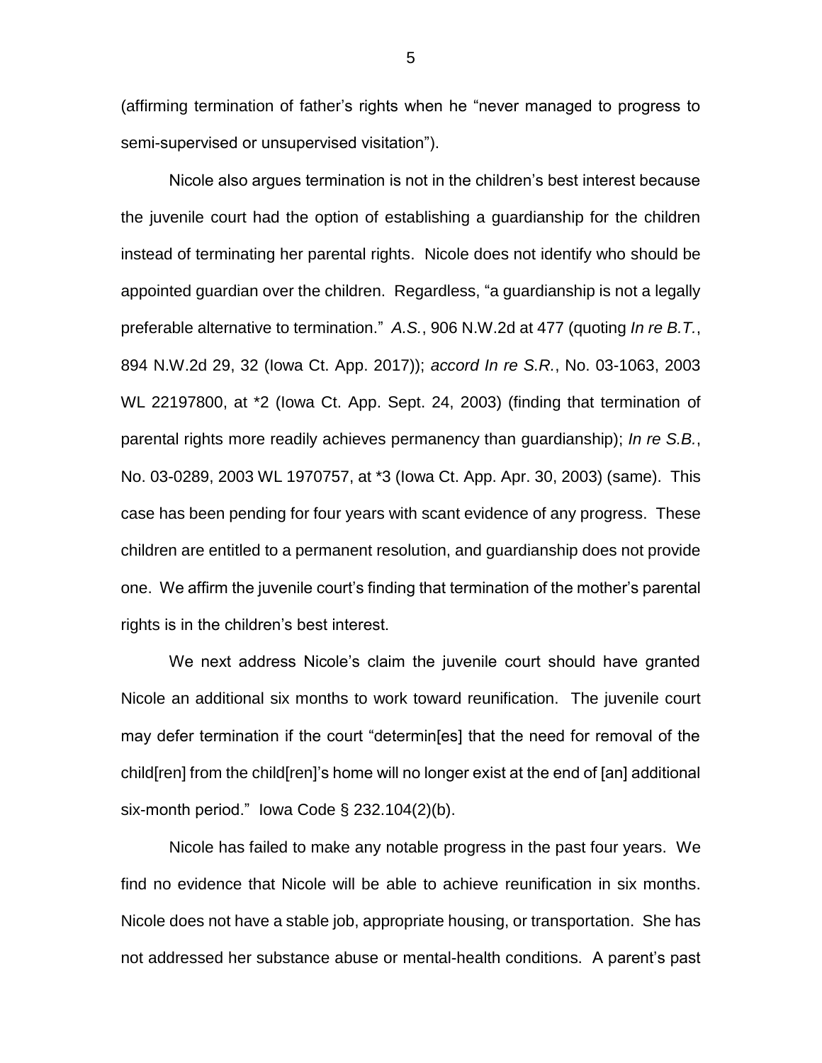(affirming termination of father's rights when he "never managed to progress to semi-supervised or unsupervised visitation").

Nicole also argues termination is not in the children's best interest because the juvenile court had the option of establishing a guardianship for the children instead of terminating her parental rights. Nicole does not identify who should be appointed guardian over the children. Regardless, "a guardianship is not a legally preferable alternative to termination." *A.S.*, 906 N.W.2d at 477 (quoting *In re B.T.*, 894 N.W.2d 29, 32 (Iowa Ct. App. 2017)); *accord In re S.R.*, No. 03-1063, 2003 WL 22197800, at *2 (Iowa Ct. App. Sept. 24, 2003) (finding that termination of parental rights more readily achieves permanency than guardianship); *In re S.B.*, No. 03-0289, 2003 WL 1970757, at *3 (Iowa Ct. App. Apr. 30, 2003) (same). This case has been pending for four years with scant evidence of any progress. These children are entitled to a permanent resolution, and guardianship does not provide one. We affirm the juvenile court's finding that termination of the mother's parental rights is in the children's best interest.

We next address Nicole's claim the juvenile court should have granted Nicole an additional six months to work toward reunification. The juvenile court may defer termination if the court "determin[es] that the need for removal of the child[ren] from the child[ren]'s home will no longer exist at the end of [an] additional six-month period." Iowa Code § 232.104(2)(b).

Nicole has failed to make any notable progress in the past four years. We find no evidence that Nicole will be able to achieve reunification in six months. Nicole does not have a stable job, appropriate housing, or transportation. She has not addressed her substance abuse or mental-health conditions. A parent's past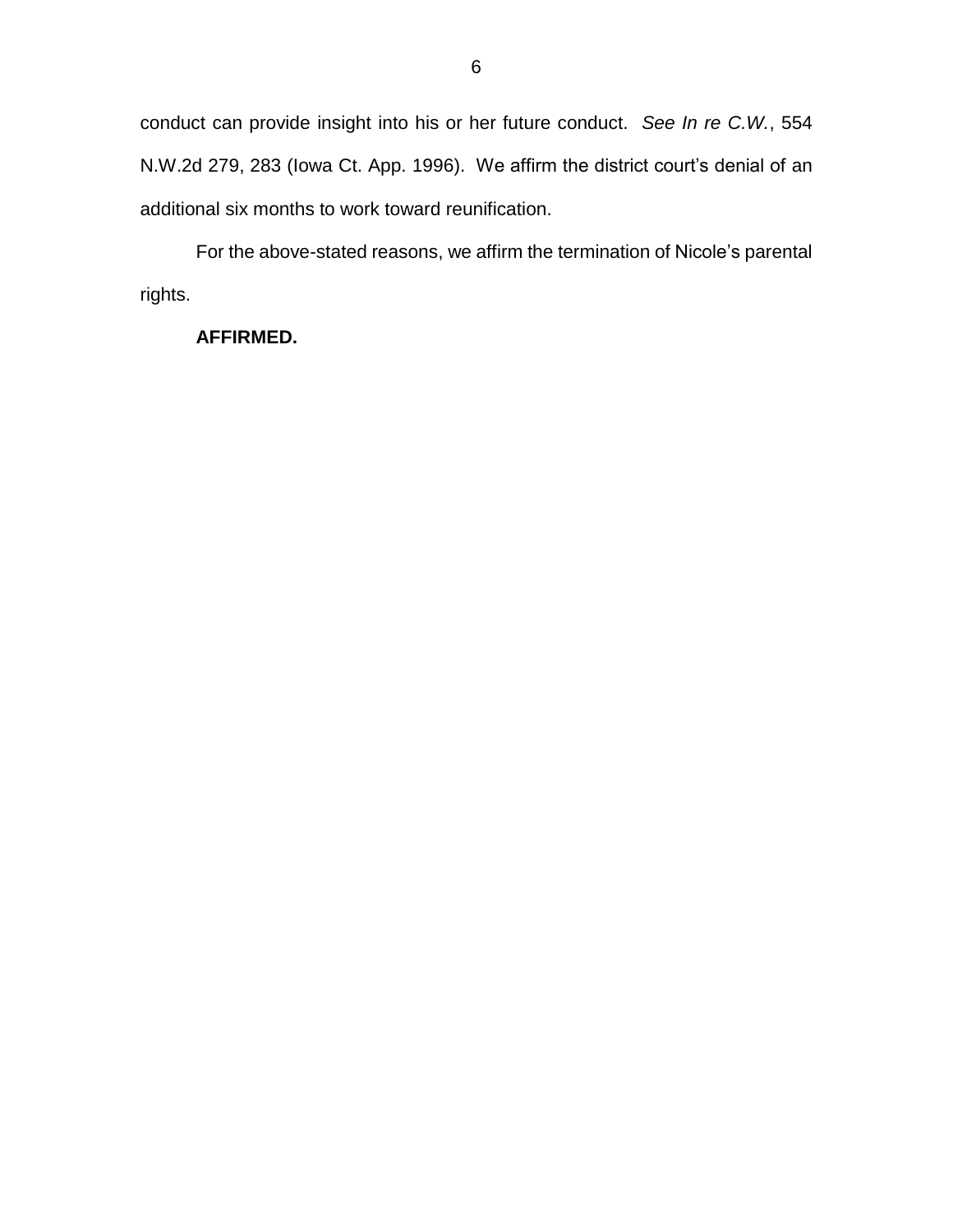conduct can provide insight into his or her future conduct. *See In re C.W.*, 554 N.W.2d 279, 283 (Iowa Ct. App. 1996). We affirm the district court's denial of an additional six months to work toward reunification.

For the above-stated reasons, we affirm the termination of Nicole's parental rights.

**AFFIRMED.**